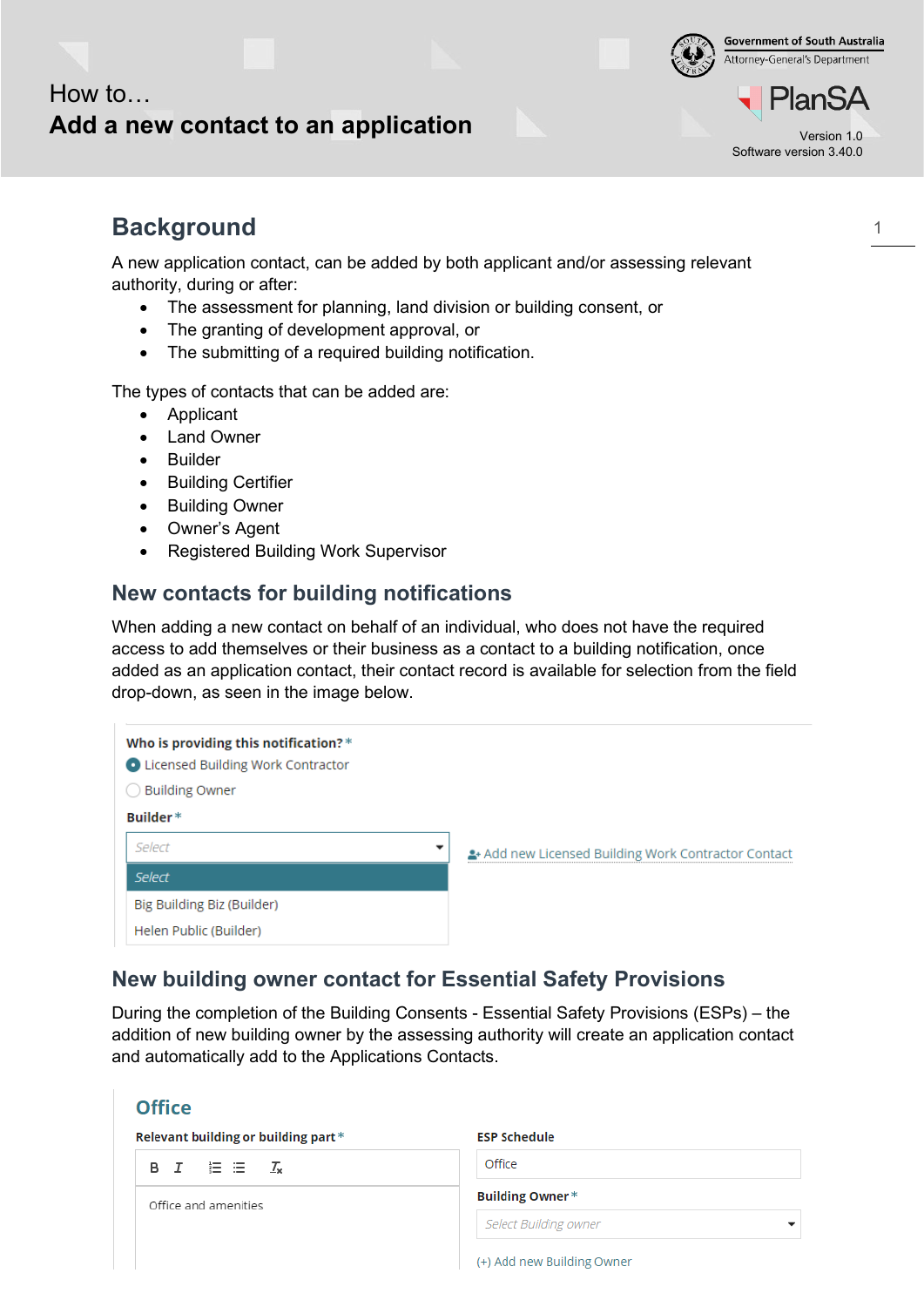How to…

# Add a new contact to an application

Government of South Australia
Attorney-General's Department

PlanSA

Version 1.0
Software version 3.40.0

## Background

A new application contact, can be added by both applicant and/or assessing relevant authority, during or after:

- The assessment for planning, land division or building consent, or
- The granting of development approval, or
- The submitting of a required building notification.

The types of contacts that can be added are:

- Applicant
- Land Owner
- Builder
- Building Certifier
- Building Owner
- Owner's Agent
- Registered Building Work Supervisor

## New contacts for building notifications

When adding a new contact on behalf of an individual, who does not have the required access to add themselves or their business as a contact to a building notification, once added as an application contact, their contact record is available for selection from the field drop-down, as seen in the image below.

**Who is providing this notification?** *
- Licensed Building Work Contractor
- Building Owner

**Builder** *

Select

- Select
- Big Building Biz (Builder)
- Helen Public (Builder)

Add new Licensed Building Work Contractor Contact

## New building owner contact for Essential Safety Provisions

During the completion of the Building Consents - Essential Safety Provisions (ESPs) – the addition of new building owner by the assessing authority will create an application contact and automatically add to the Applications Contacts.

**Office**

**Relevant building or building part** *

Office and amenities

**ESP Schedule**

Office

**Building Owner** *

Select Building owner

(+) Add new Building Owner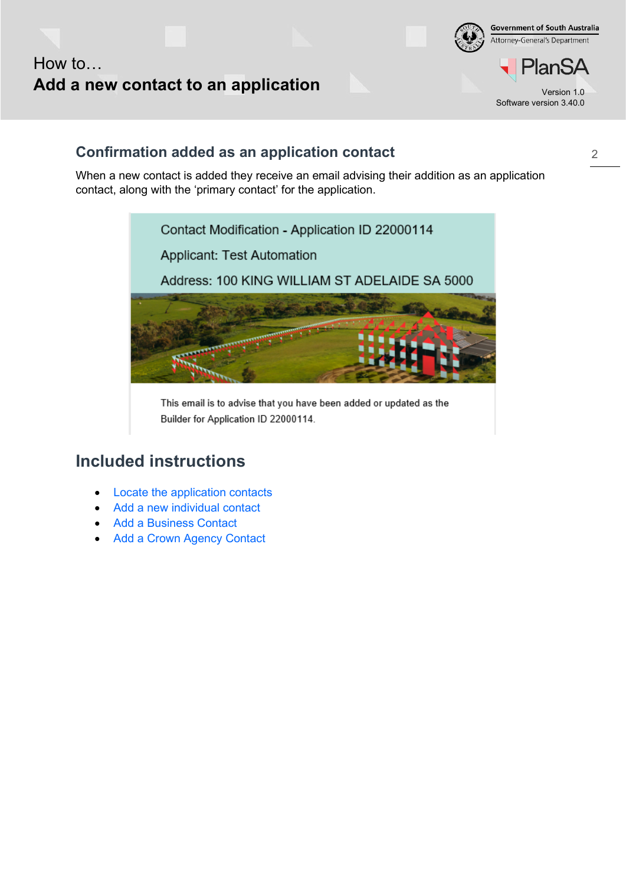## Confirmation added as an application contact

When a new contact is added they receive an email advising their addition as an application contact, along with the 'primary contact' for the application.

Contact Modification - Application ID 22000114

Applicant: Test Automation

Address: 100 KING WILLIAM ST ADELAIDE SA 5000

This email is to advise that you have been added or updated as the Builder for Application ID 22000114.

## Included instructions

- Locate the application contacts
- Add a new individual contact
- Add a Business Contact
- Add a Crown Agency Contact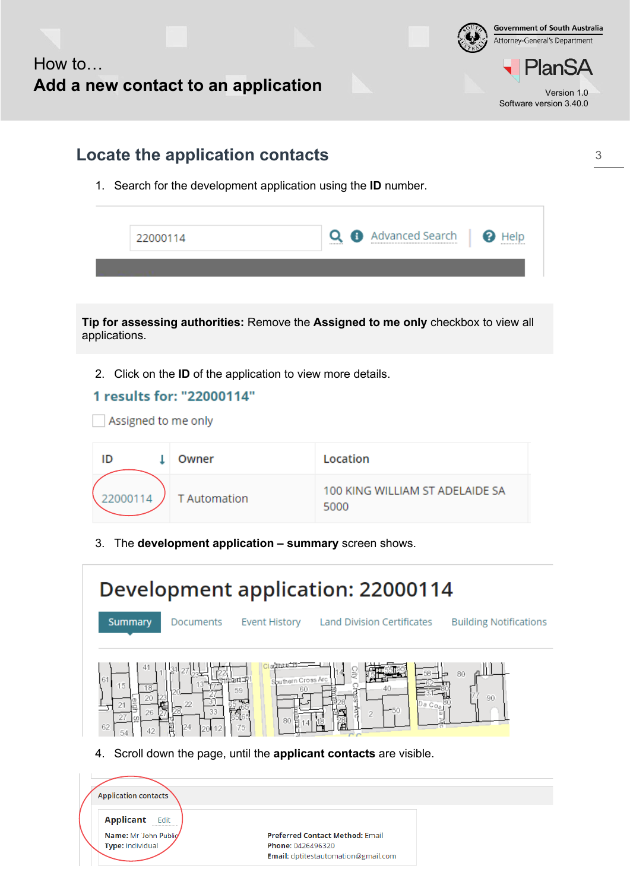How to…

# Add a new contact to an application

## Locate the application contacts

1. Search for the development application using the **ID** number.

22000114 Advanced Search | Help

**Tip for assessing authorities:** Remove the **Assigned to me only** checkbox to view all applications.

2. Click on the **ID** of the application to view more details.

**1 results for: "22000114"**

Assigned to me only

| ID | Owner | Location |
|---|---|---|
| 22000114 | T Automation | 100 KING WILLIAM ST ADELAIDE SA 5000 |

3. The **development application – summary** screen shows.

**Development application: 22000114**

Summary | Documents | Event History | Land Division Certificates | Building Notifications

4. Scroll down the page, until the **applicant contacts** are visible.

Application contacts

**Applicant** Edit

**Name:** Mr John Public
**Type:** Individual

**Preferred Contact Method:** Email
**Phone:** 0426496320
**Email:** dptitestautomation@gmail.com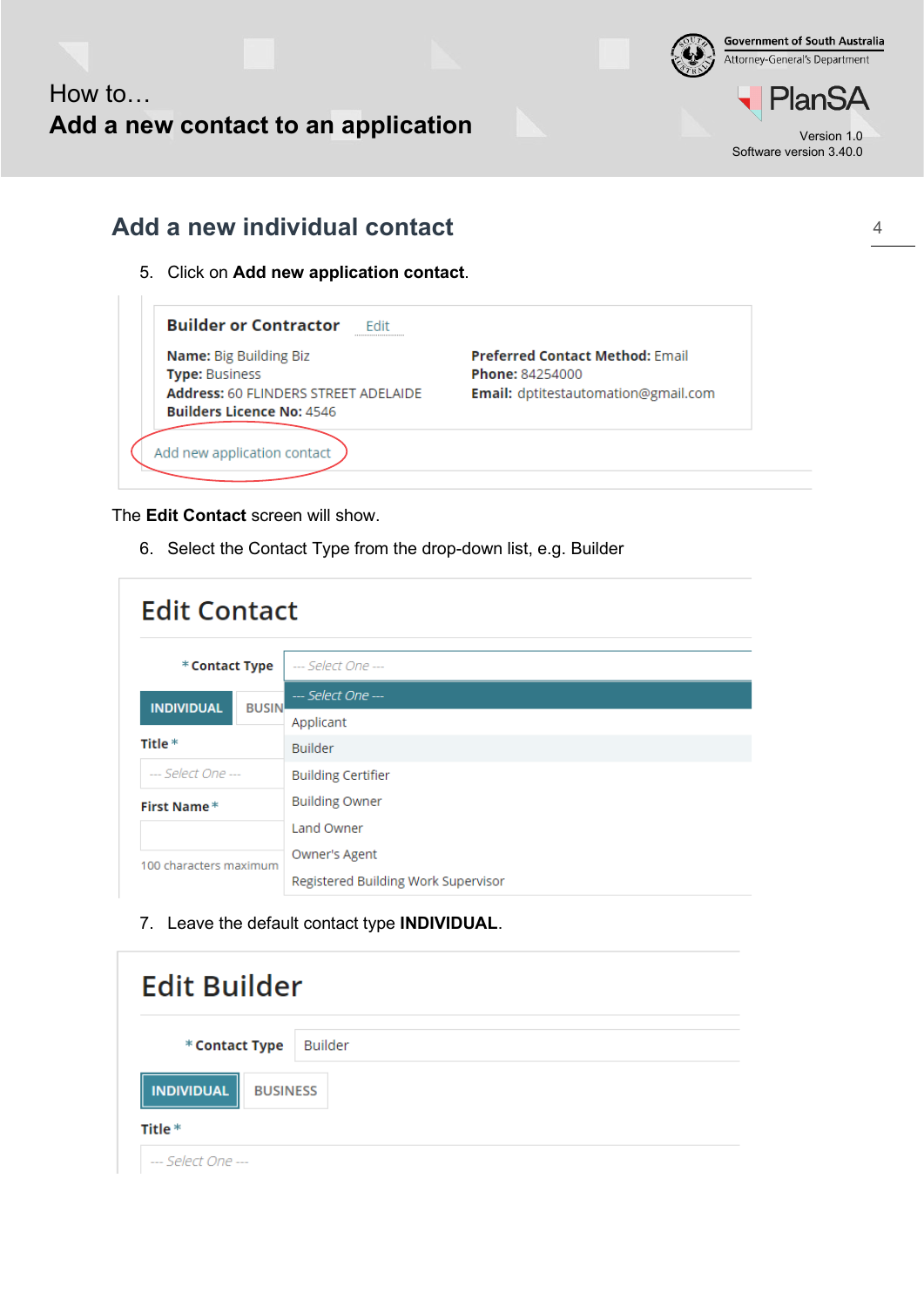# Add a new individual contact

5. Click on **Add new application contact**.

Builder or Contractor Edit

Name: Big Building Biz
Type: Business
Address: 60 FLINDERS STREET ADELAIDE
Builders Licence No: 4546

Preferred Contact Method: Email
Phone: 84254000
Email: dptitestautomation@gmail.com

Add new application contact

The **Edit Contact** screen will show.

6. Select the Contact Type from the drop-down list, e.g. Builder

Edit Contact

\* Contact Type --- Select One ---

--- Select One ---
Applicant
Builder
Building Certifier
Building Owner
Land Owner
Owner's Agent
Registered Building Work Supervisor

INDIVIDUAL BUSIN

Title \*
--- Select One ---

First Name \*

100 characters maximum

7. Leave the default contact type **INDIVIDUAL**.

Edit Builder

\* Contact Type Builder

INDIVIDUAL BUSINESS

Title \*
--- Select One ---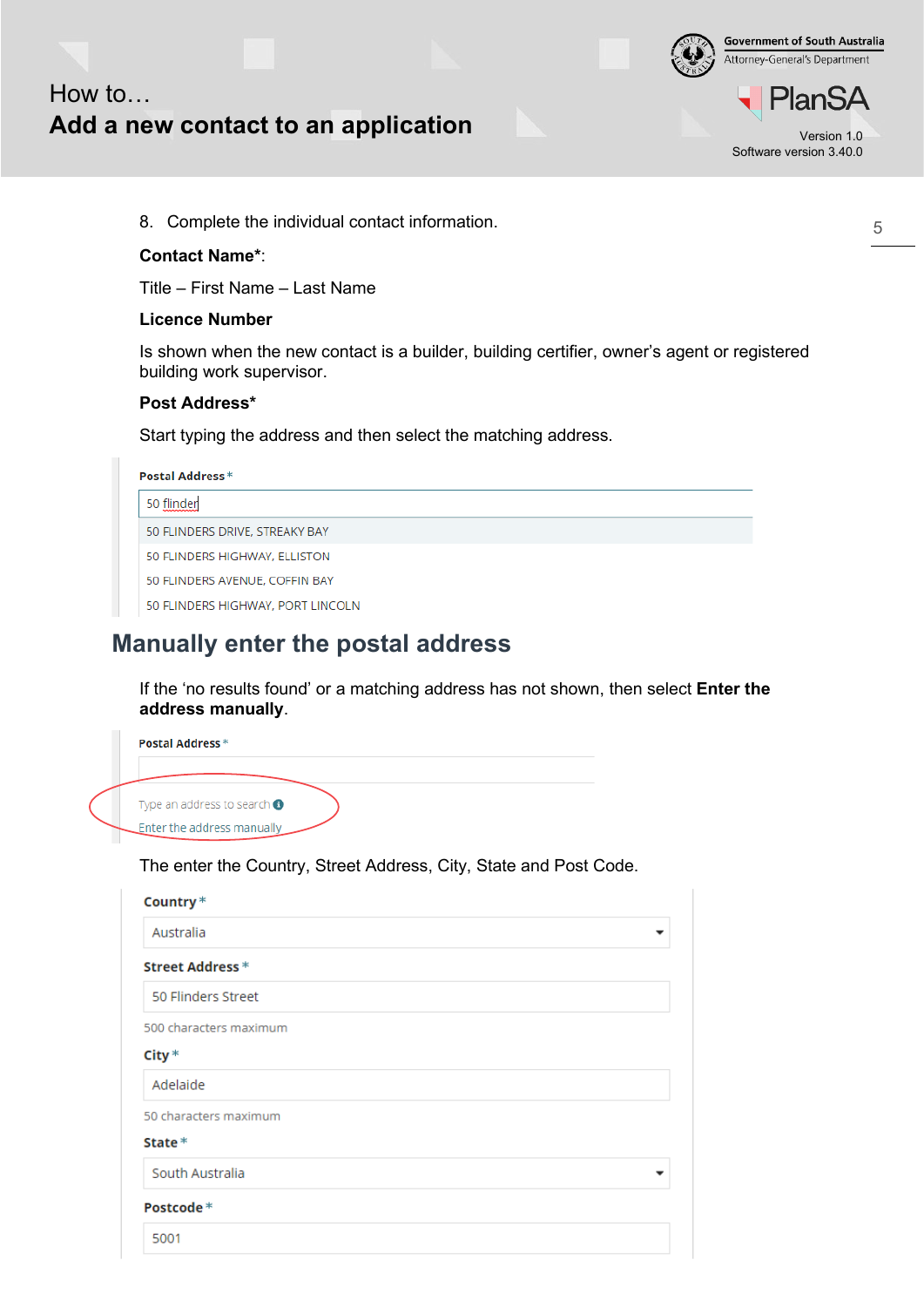8. Complete the individual contact information.

**Contact Name***:

Title – First Name – Last Name

**Licence Number**

Is shown when the new contact is a builder, building certifier, owner's agent or registered building work supervisor.

**Post Address***

Start typing the address and then select the matching address.

**Postal Address** *

50 flinder

50 FLINDERS DRIVE, STREAKY BAY
50 FLINDERS HIGHWAY, ELLISTON
50 FLINDERS AVENUE, COFFIN BAY
50 FLINDERS HIGHWAY, PORT LINCOLN

## Manually enter the postal address

If the 'no results found' or a matching address has not shown, then select **Enter the address manually**.

**Postal Address** *

Type an address to search

Enter the address manually

The enter the Country, Street Address, City, State and Post Code.

**Country** *

Australia

**Street Address** *

50 Flinders Street

500 characters maximum

**City** *

Adelaide

50 characters maximum

**State** *

South Australia

**Postcode** *

5001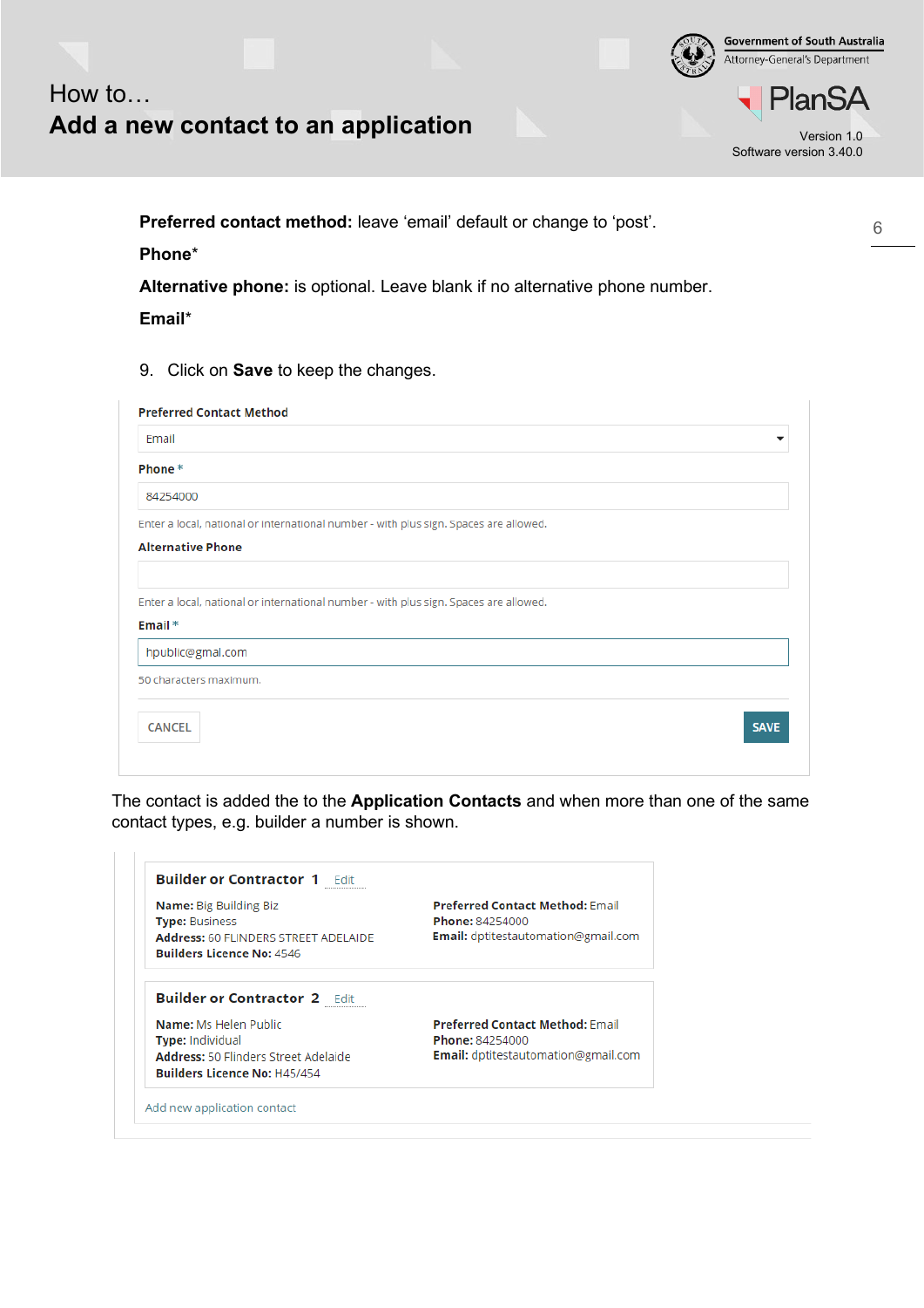**Preferred contact method:** leave 'email' default or change to 'post'.

**Phone***

**Alternative phone:** is optional. Leave blank if no alternative phone number.

**Email***

9. Click on **Save** to keep the changes.

Preferred Contact Method

Email

Phone *

84254000

Enter a local, national or international number - with plus sign. Spaces are allowed.

Alternative Phone

Enter a local, national or international number - with plus sign. Spaces are allowed.

Email *

hpublic@gmal.com

50 characters maximum.

CANCEL SAVE

The contact is added the to the **Application Contacts** and when more than one of the same contact types, e.g. builder a number is shown.

**Builder or Contractor 1** Edit

**Name:** Big Building Biz
**Type:** Business
**Address:** 60 FLINDERS STREET ADELAIDE
**Builders Licence No:** 4546

**Preferred Contact Method:** Email
**Phone:** 84254000
**Email:** dptitestautomation@gmail.com

**Builder or Contractor 2** Edit

**Name:** Ms Helen Public
**Type:** Individual
**Address:** 50 Flinders Street Adelaide
**Builders Licence No:** H45/454

**Preferred Contact Method:** Email
**Phone:** 84254000
**Email:** dptitestautomation@gmail.com

Add new application contact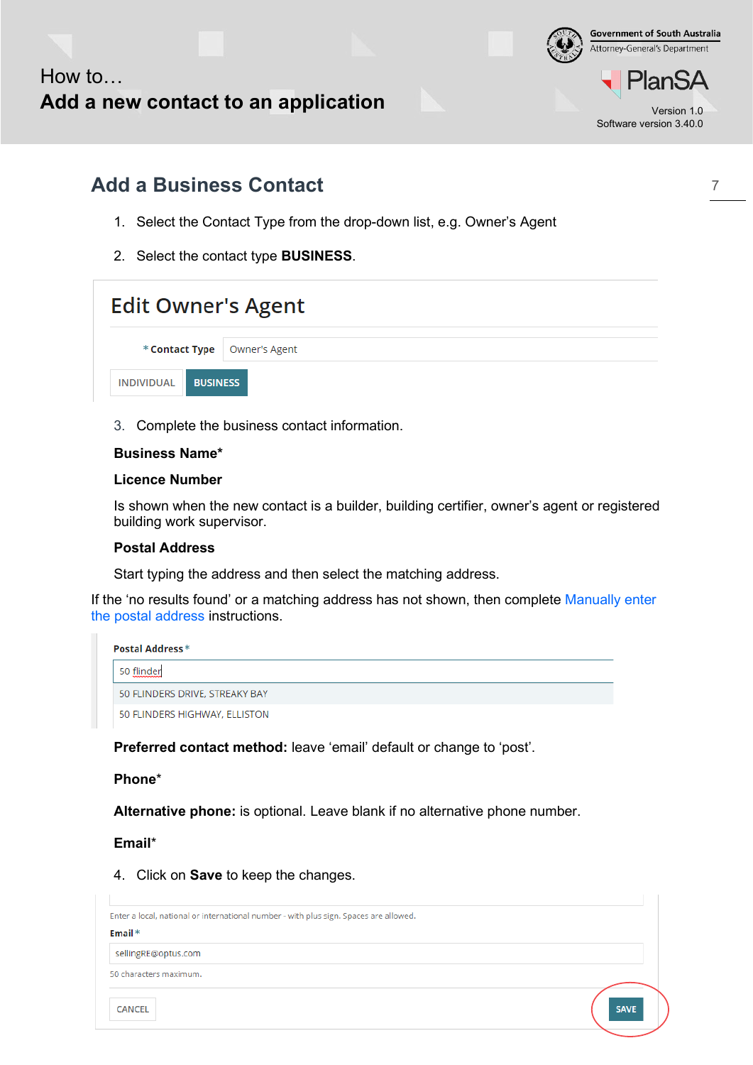## Add a Business Contact

1. Select the Contact Type from the drop-down list, e.g. Owner's Agent
2. Select the contact type **BUSINESS**.

Edit Owner's Agent

\* Contact Type: Owner's Agent

INDIVIDUAL | BUSINESS

3. Complete the business contact information.

**Business Name***

**Licence Number**

Is shown when the new contact is a builder, building certifier, owner's agent or registered building work supervisor.

**Postal Address**

Start typing the address and then select the matching address.

If the 'no results found' or a matching address has not shown, then complete Manually enter the postal address instructions.

Postal Address *

50 flinder

50 FLINDERS DRIVE, STREAKY BAY

50 FLINDERS HIGHWAY, ELLISTON

**Preferred contact method:** leave 'email' default or change to 'post'.

**Phone***

**Alternative phone:** is optional. Leave blank if no alternative phone number.

**Email***

4. Click on **Save** to keep the changes.

Enter a local, national or international number - with plus sign. Spaces are allowed.

Email *

sellingRE@optus.com

50 characters maximum.

CANCEL | SAVE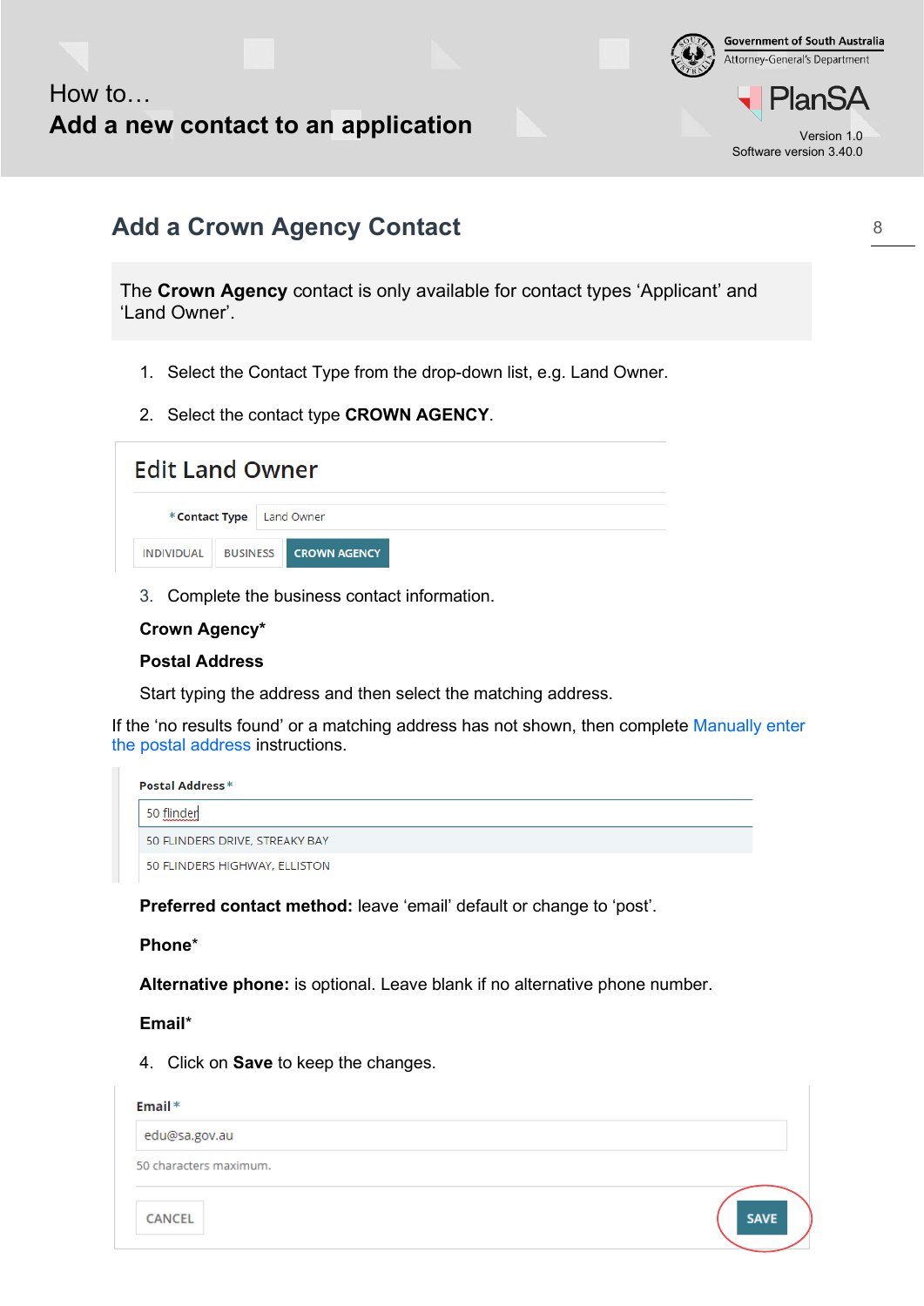## Add a Crown Agency Contact

The **Crown Agency** contact is only available for contact types 'Applicant' and 'Land Owner'.

1. Select the Contact Type from the drop-down list, e.g. Land Owner.
2. Select the contact type **CROWN AGENCY**.

Edit Land Owner

*Contact Type Land Owner

INDIVIDUAL BUSINESS CROWN AGENCY

3. Complete the business contact information.

**Crown Agency***

**Postal Address**

Start typing the address and then select the matching address.

If the 'no results found' or a matching address has not shown, then complete Manually enter the postal address instructions.

Postal Address *

50 flinder

50 FLINDERS DRIVE, STREAKY BAY

50 FLINDERS HIGHWAY, ELLISTON

**Preferred contact method:** leave 'email' default or change to 'post'.

**Phone***

**Alternative phone:** is optional. Leave blank if no alternative phone number.

**Email***

4. Click on **Save** to keep the changes.

Email *

edu@sa.gov.au

50 characters maximum.

CANCEL SAVE